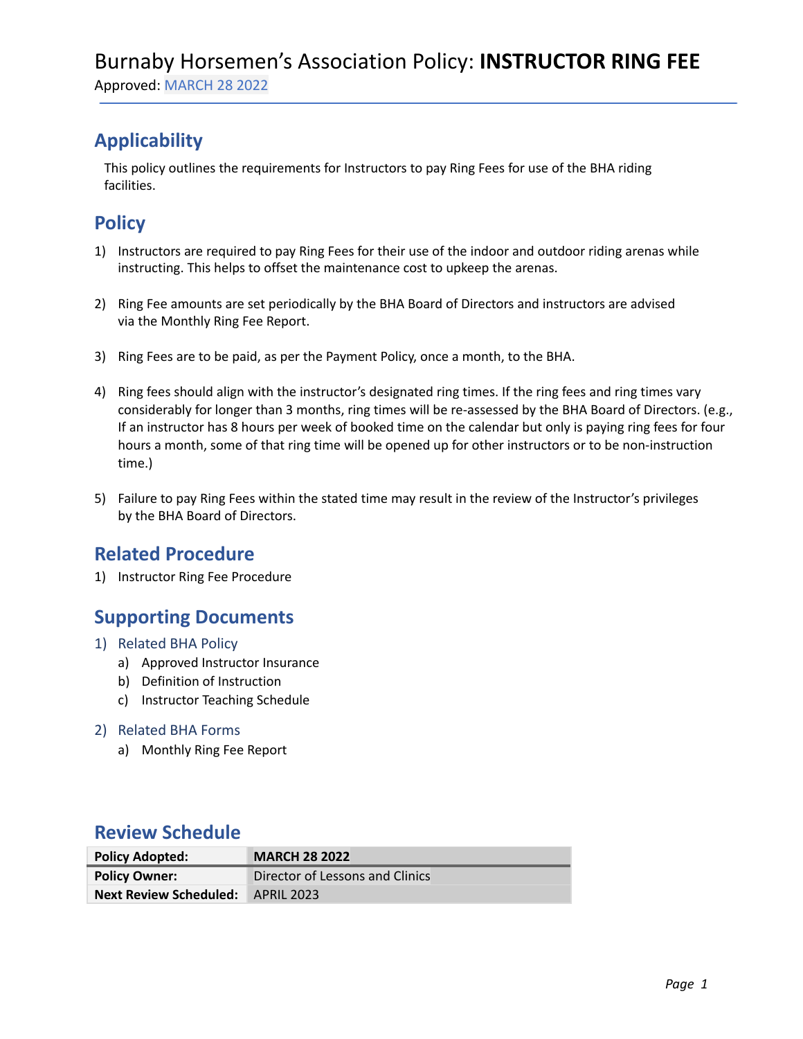# Burnaby Horsemen's Association Policy: **INSTRUCTOR RING FEE**

Approved: MARCH 28 2022

## Applicability

This policy outlines the requirements for Instructors to pay Ring Fees for use of the BHA riding facilities.

## Policy

1) Instructors are required to pay Ring Fees for their use of the indoor and outdoor riding arenas while instructing. This helps to offset the maintenance cost to upkeep the arenas.

2) Ring Fee amounts are set periodically by the BHA Board of Directors and instructors are advised via the Monthly Ring Fee Report.

3) Ring Fees are to be paid, as per the Payment Policy, once a month, to the BHA.

4) Ring fees should align with the instructor's designated ring times. If the ring fees and ring times vary considerably for longer than 3 months, ring times will be re-assessed by the BHA Board of Directors. (e.g., If an instructor has 8 hours per week of booked time on the calendar but only is paying ring fees for four hours a month, some of that ring time will be opened up for other instructors or to be non-instruction time.)

5) Failure to pay Ring Fees within the stated time may result in the review of the Instructor's privileges by the BHA Board of Directors.

## Related Procedure

1) Instructor Ring Fee Procedure

## Supporting Documents

1) Related BHA Policy
   a) Approved Instructor Insurance
   b) Definition of Instruction
   c) Instructor Teaching Schedule

2) Related BHA Forms
   a) Monthly Ring Fee Report

## Review Schedule

| | |
|---|---|
| **Policy Adopted:** | **MARCH 28 2022** |
| **Policy Owner:** | Director of Lessons and Clinics |
| **Next Review Scheduled:** | APRIL 2023 |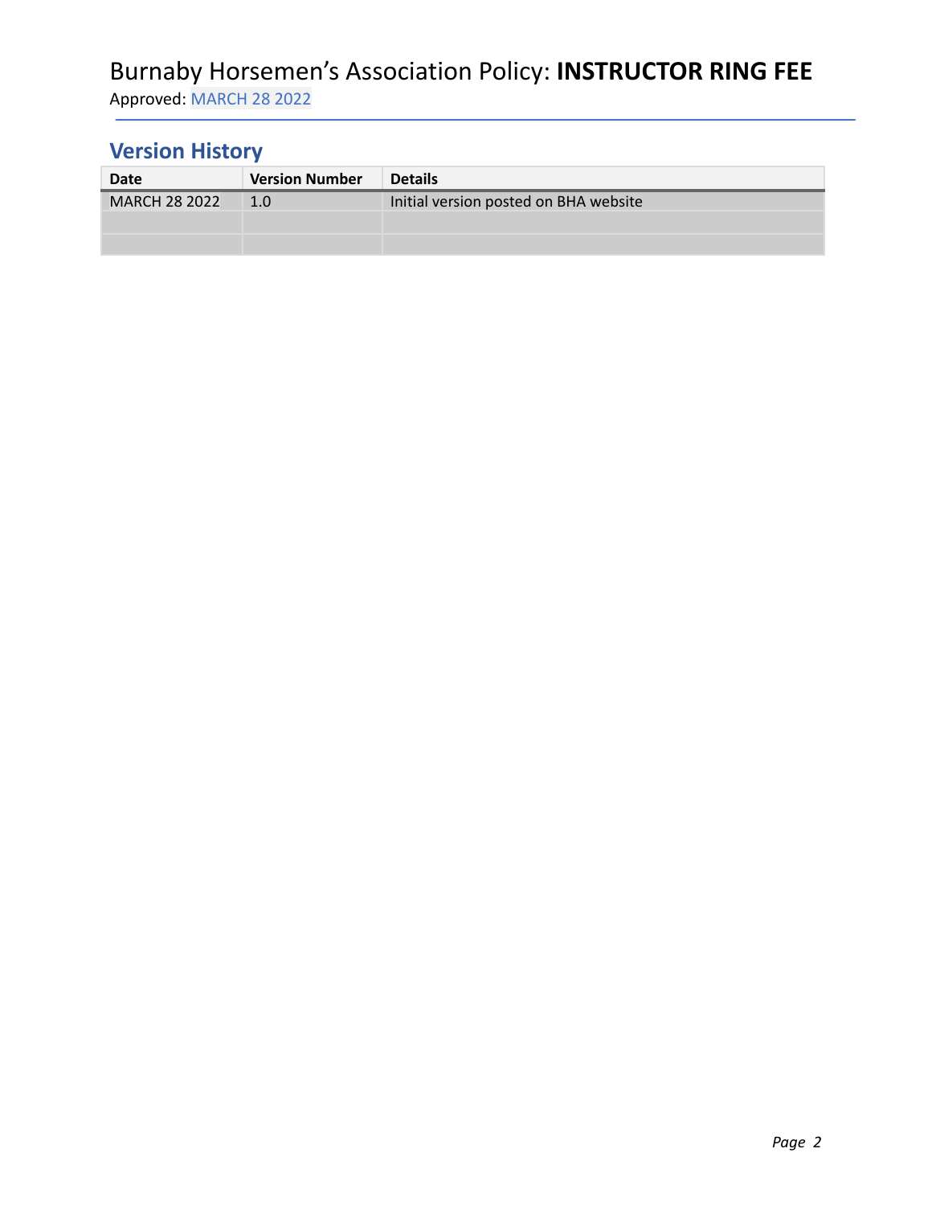Burnaby Horsemen's Association Policy: **INSTRUCTOR RING FEE**

Approved: MARCH 28 2022

## Version History

| Date | Version Number | Details |
|---|---|---|
| MARCH 28 2022 | 1.0 | Initial version posted on BHA website |
| | | |
| | | |